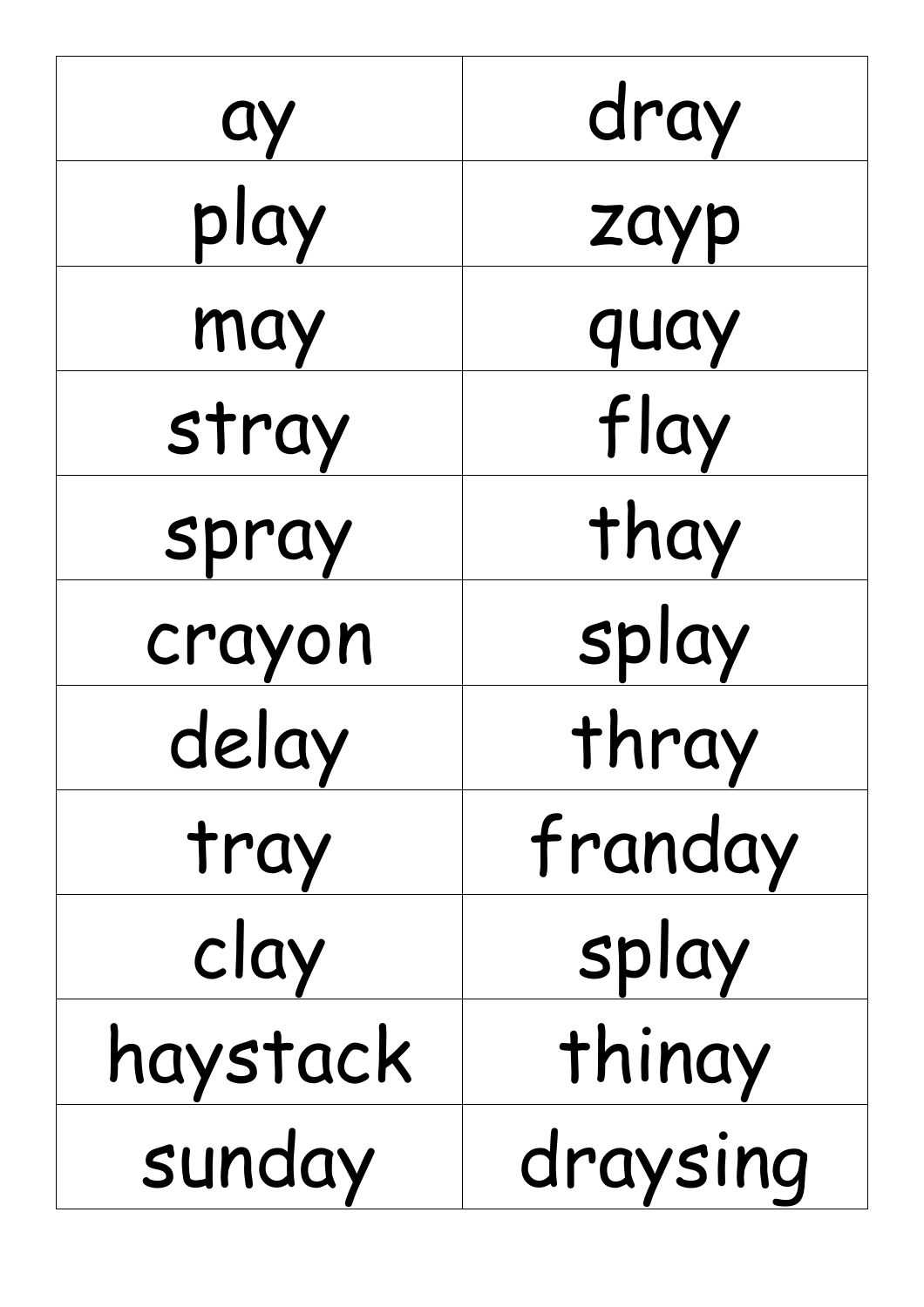| ay | dray |
| --- | --- |
| play | zayp |
| may | quay |
| stray | flay |
| spray | thay |
| crayon | splay |
| delay | thray |
| tray | franday |
| clay | splay |
| haystack | thinay |
| sunday | draysing |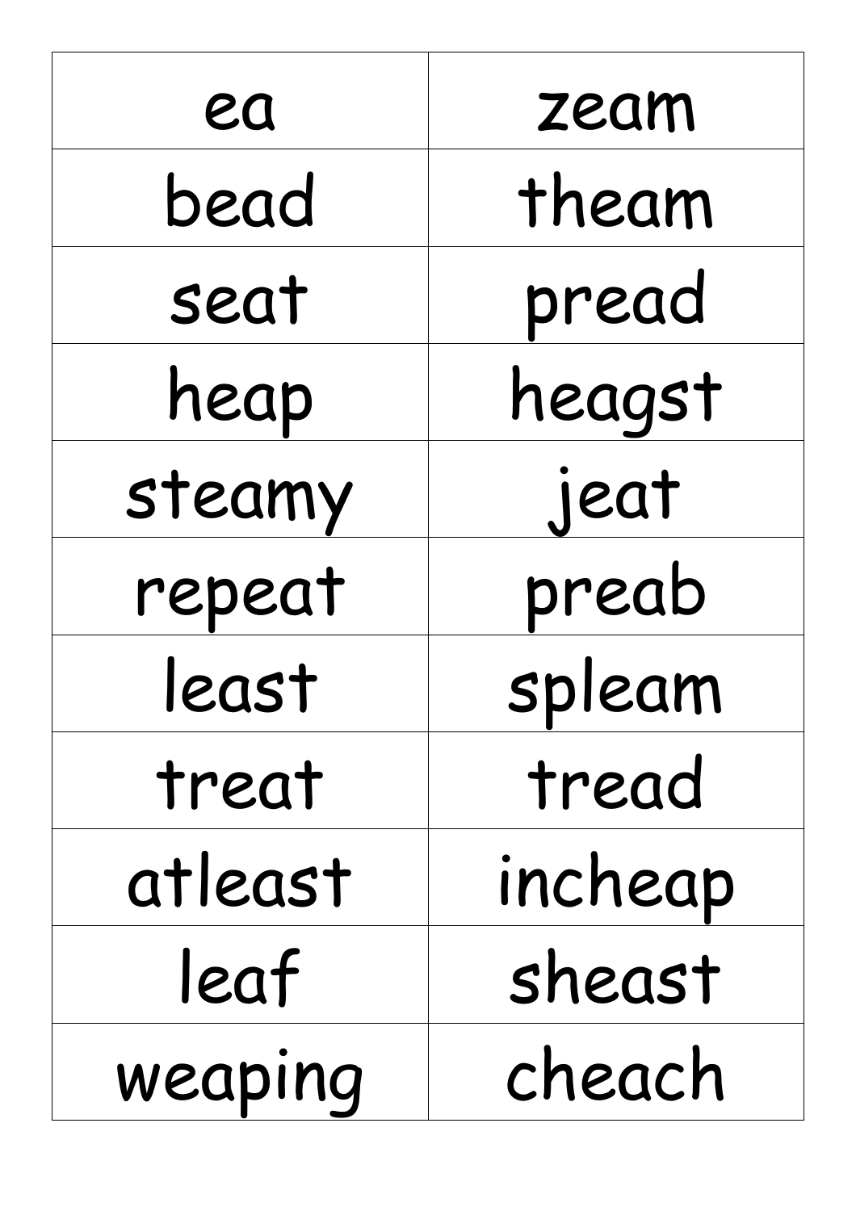| ea | zeam |
| --- | --- |
| bead | theam |
| seat | pread |
| heap | heagst |
| steamy | jeat |
| repeat | preab |
| least | spleam |
| treat | tread |
| atleast | incheap |
| leaf | sheast |
| weaping | cheach |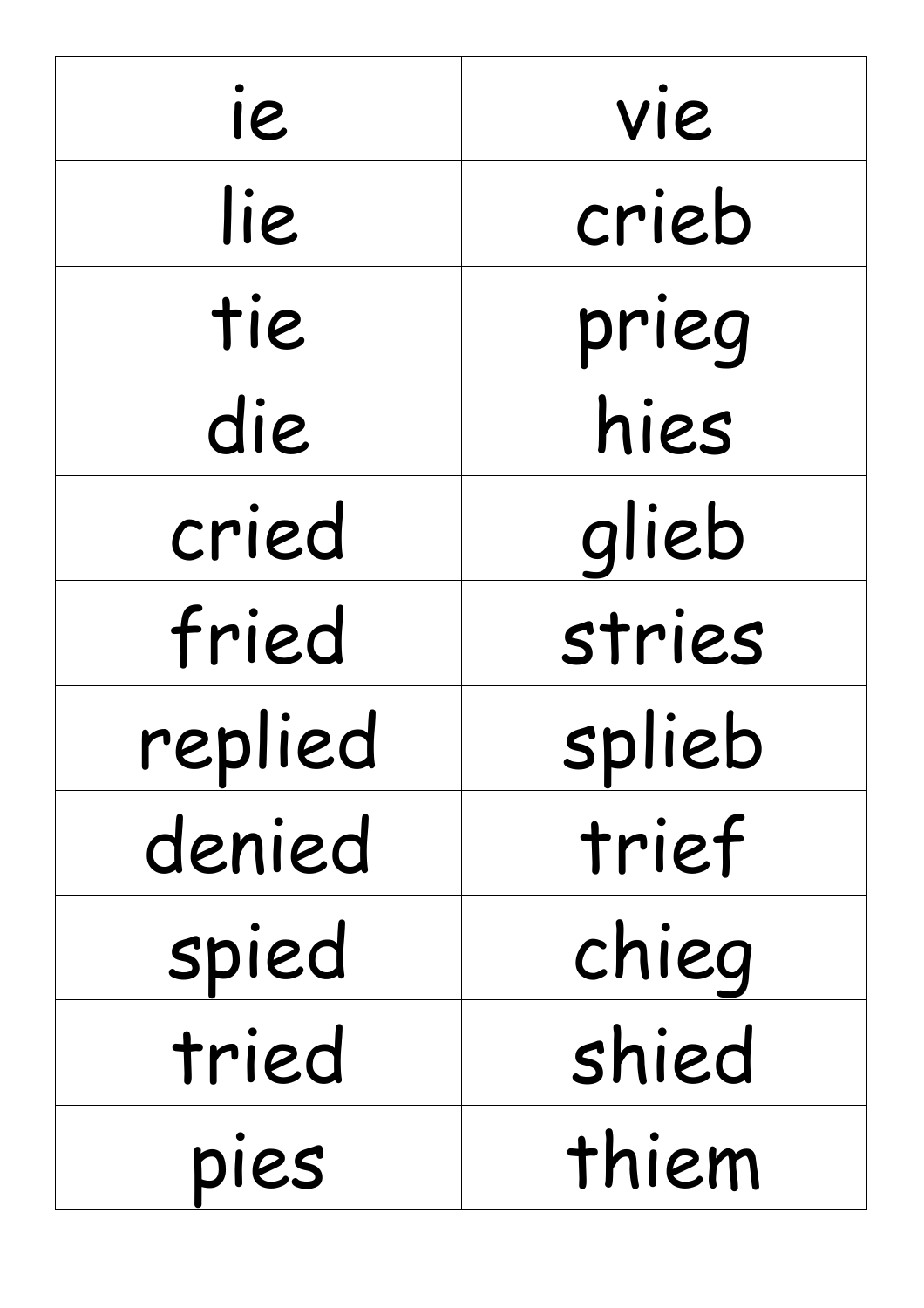| ie | vie |
|---|---|
| lie | crieb |
| tie | prieg |
| die | hies |
| cried | glieb |
| fried | stries |
| replied | splieb |
| denied | trief |
| spied | chieg |
| tried | shied |
| pies | thiem |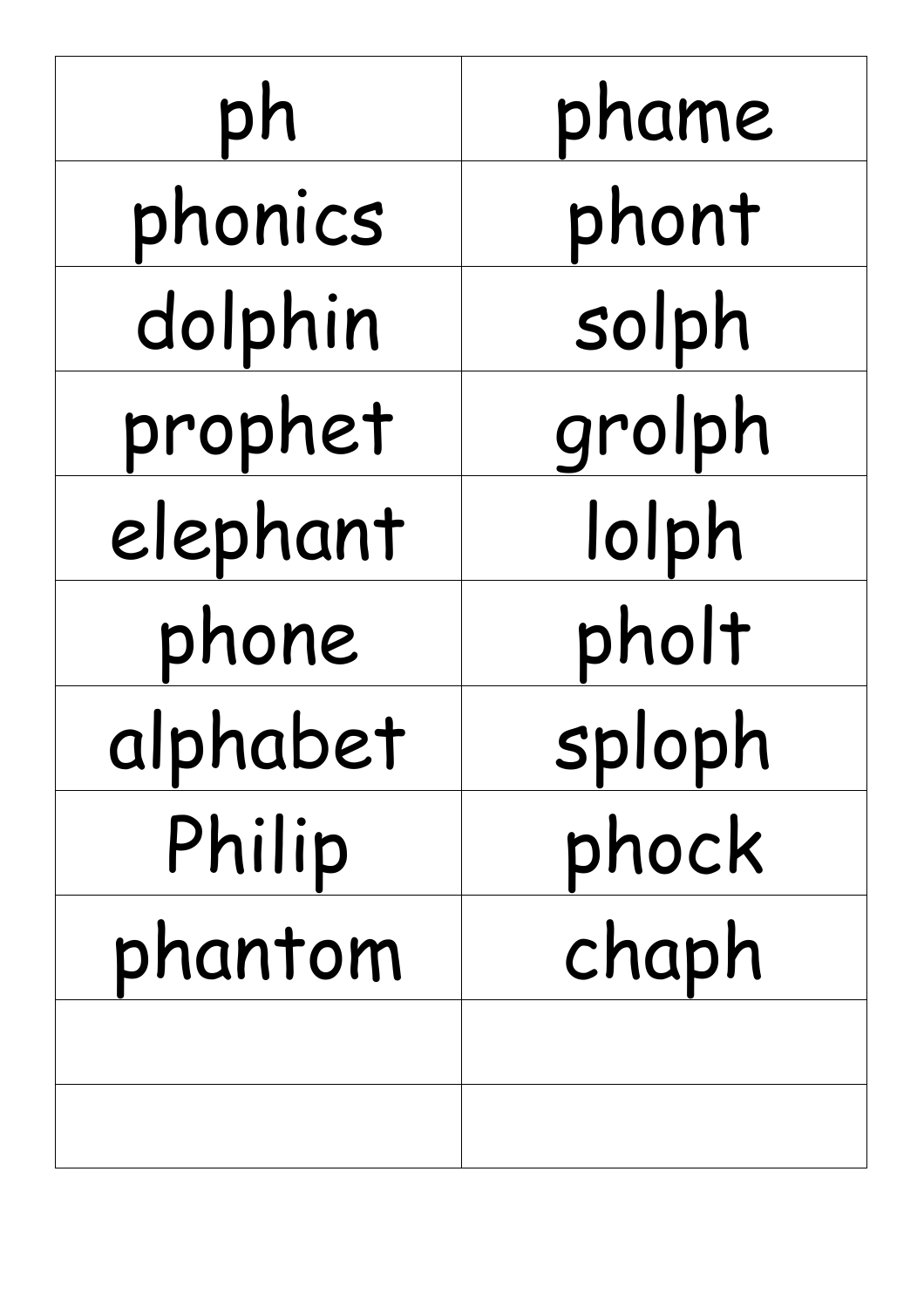| ph | phame |
|---|---|
| phonics | phont |
| dolphin | solph |
| prophet | grolph |
| elephant | lolph |
| phone | pholt |
| alphabet | sploph |
| Philip | phock |
| phantom | chaph |
| | |
| | |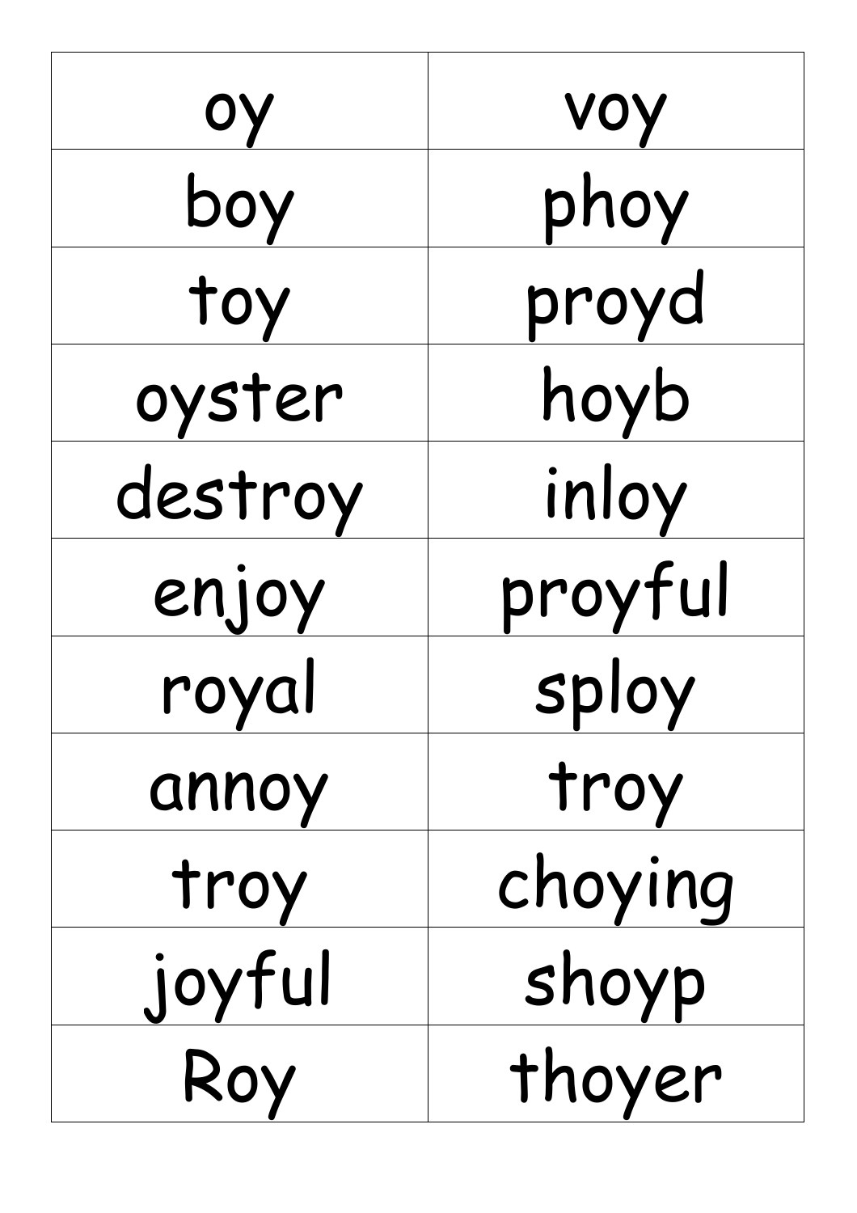| | |
|---|---|
| oy | voy |
| boy | phoy |
| toy | proyd |
| oyster | hoyb |
| destroy | inloy |
| enjoy | proyful |
| royal | sploy |
| annoy | troy |
| troy | choying |
| joyful | shoyp |
| Roy | thoyer |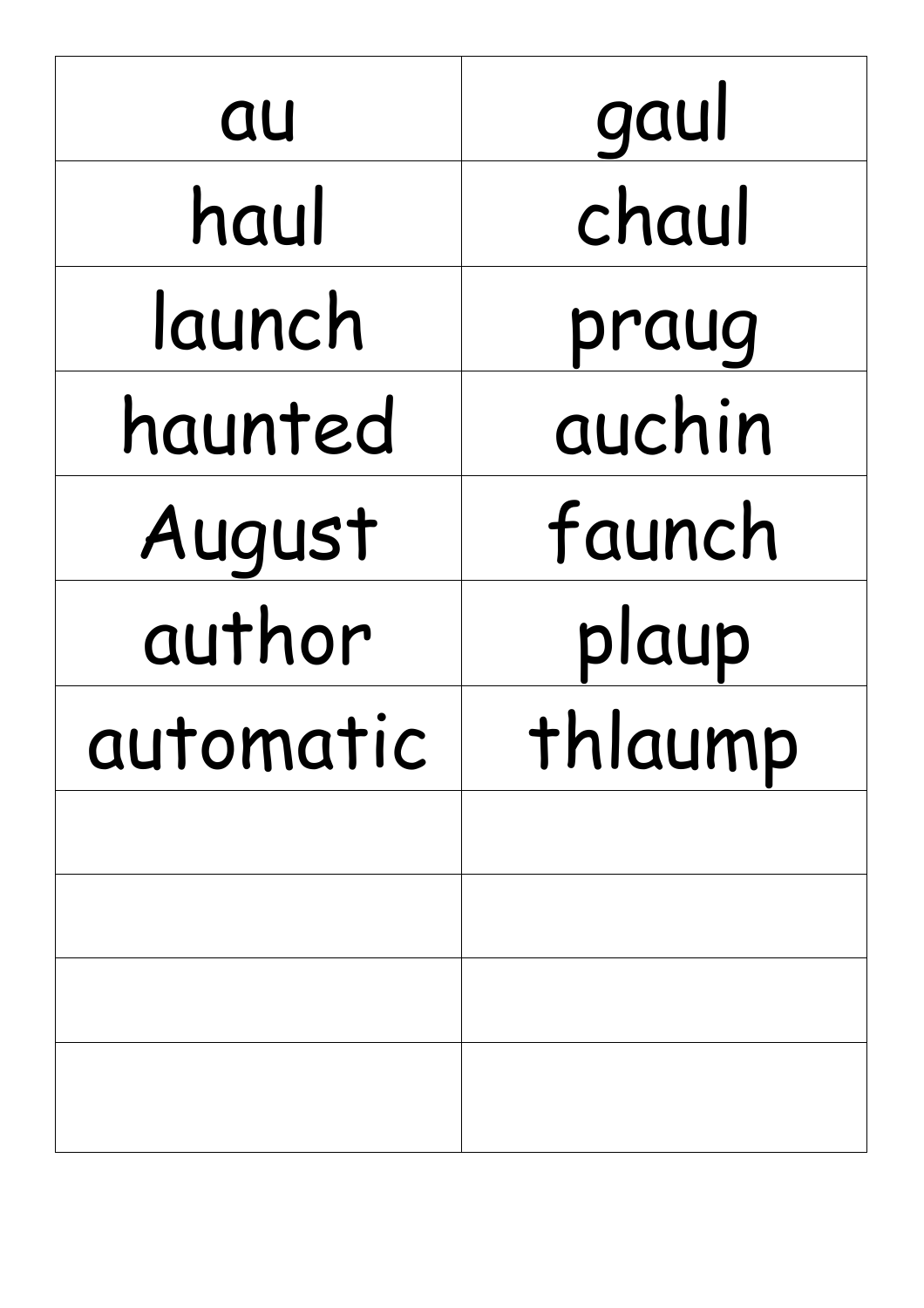| au | gaul |
| --- | --- |
| haul | chaul |
| launch | praug |
| haunted | auchin |
| August | faunch |
| author | plaup |
| automatic | thlaump |
| | |
| | |
| | |
| | |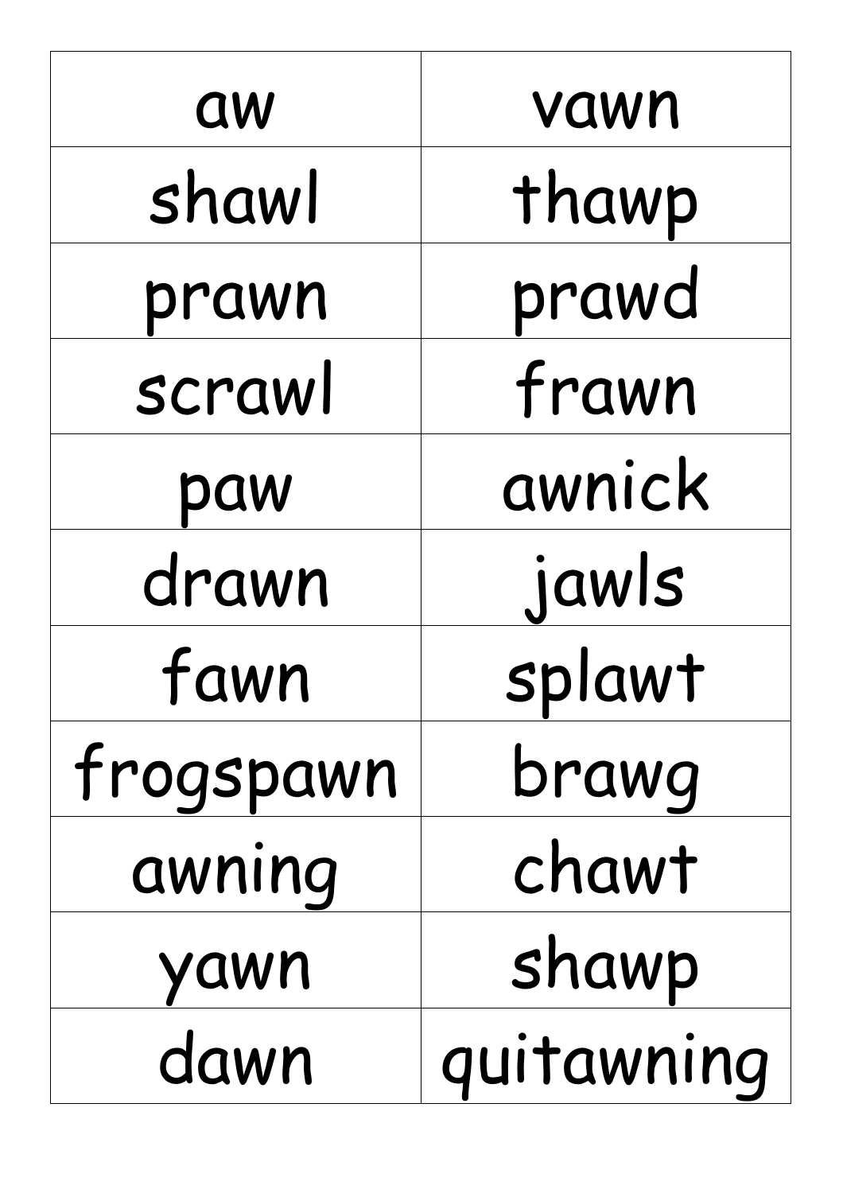| aw | vawn |
| --- | --- |
| shawl | thawp |
| prawn | prawd |
| scrawl | frawn |
| paw | awnick |
| drawn | jawls |
| fawn | splawt |
| frogspawn | brawg |
| awning | chawt |
| yawn | shawp |
| dawn | quitawning |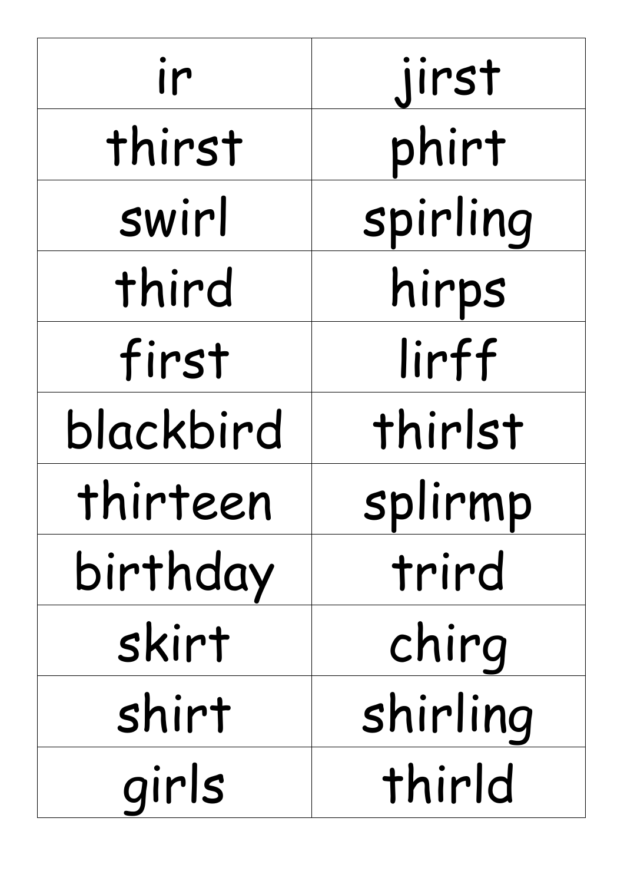| ir | jirst |
| --- | --- |
| thirst | phirt |
| swirl | spirling |
| third | hirps |
| first | lirff |
| blackbird | thirlst |
| thirteen | splirmp |
| birthday | trird |
| skirt | chirg |
| shirt | shirling |
| girls | thirld |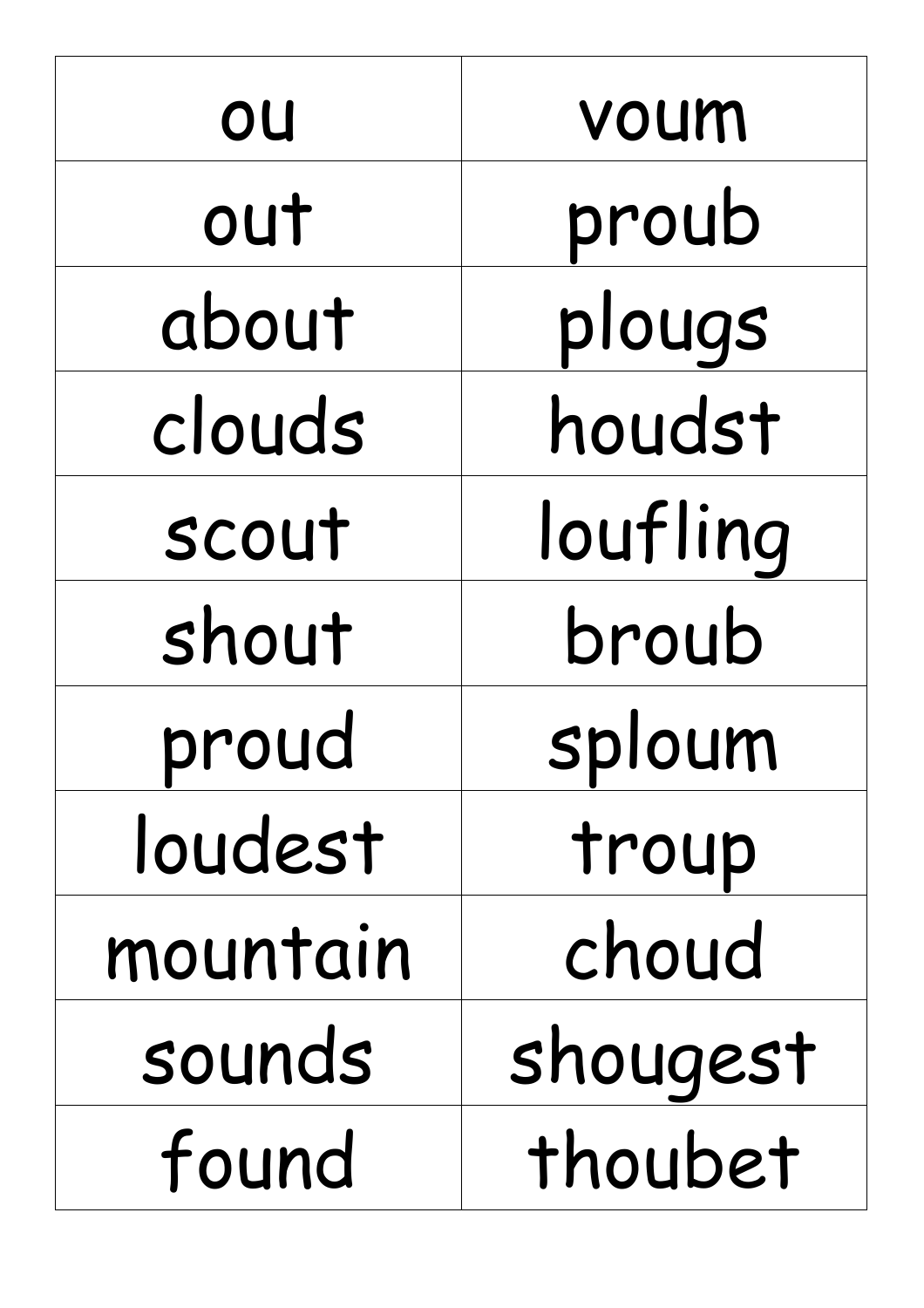| ou | voum |
| --- | --- |
| out | proub |
| about | plougs |
| clouds | houdst |
| scout | loufling |
| shout | broub |
| proud | sploum |
| loudest | troup |
| mountain | choud |
| sounds | shougest |
| found | thoubet |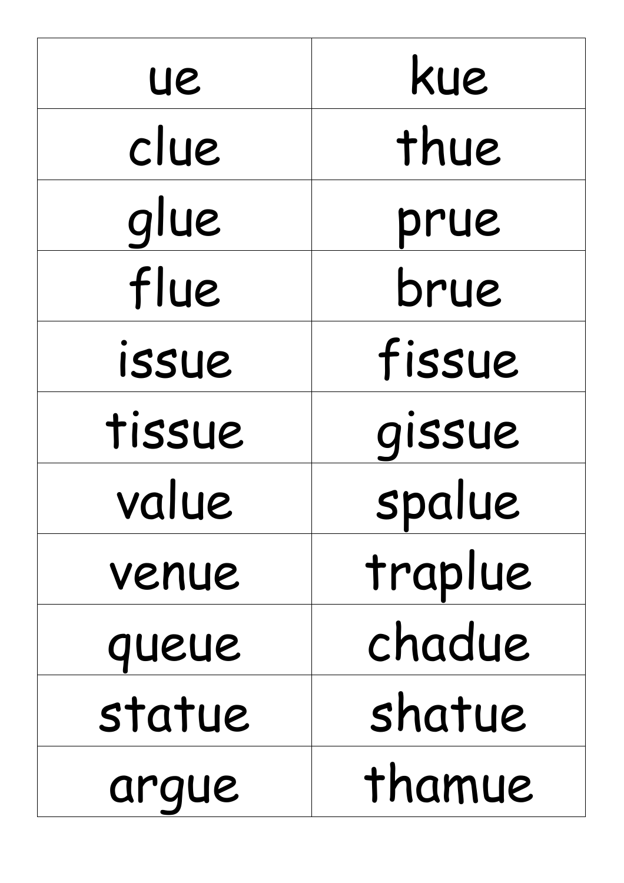| ue | kue |
| --- | --- |
| clue | thue |
| glue | prue |
| flue | brue |
| issue | fissue |
| tissue | gissue |
| value | spalue |
| venue | traplue |
| queue | chadue |
| statue | shatue |
| argue | thamue |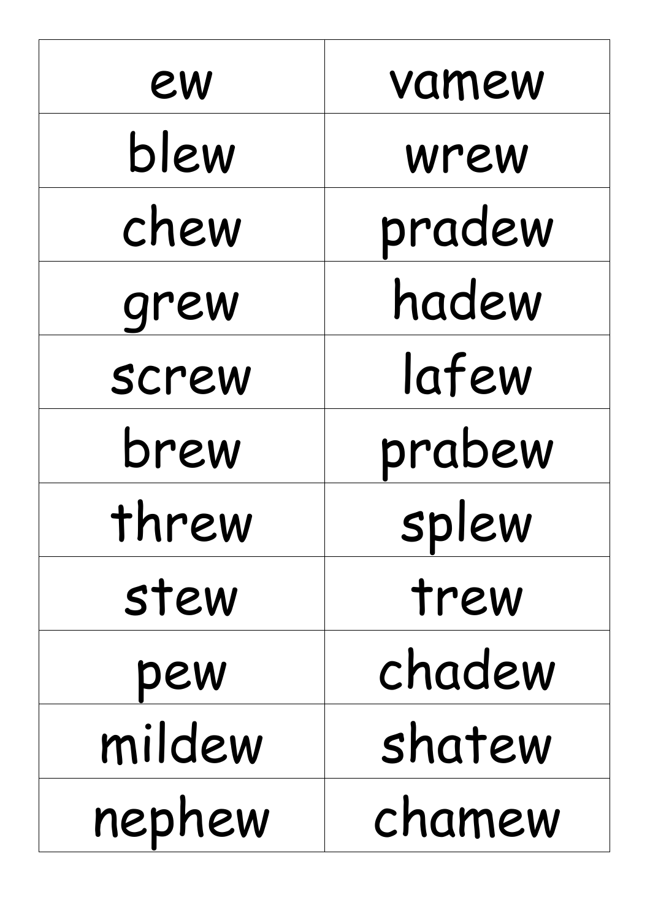| ew | vamew |
| --- | --- |
| blew | wrew |
| chew | pradew |
| grew | hadew |
| screw | lafew |
| brew | prabew |
| threw | splew |
| stew | trew |
| pew | chadew |
| mildew | shatew |
| nephew | chamew |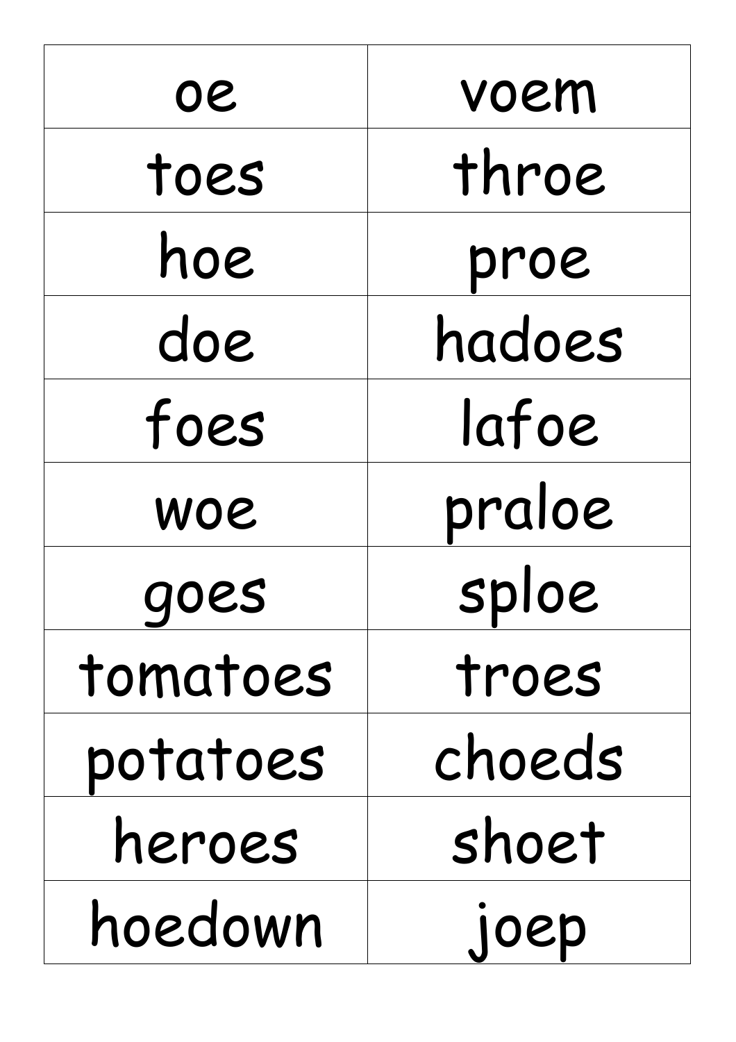| | |
|---|---|
| oe | voem |
| toes | throe |
| hoe | proe |
| doe | hadoes |
| foes | lafoe |
| woe | praloe |
| goes | sploe |
| tomatoes | troes |
| potatoes | choeds |
| heroes | shoet |
| hoedown | joep |